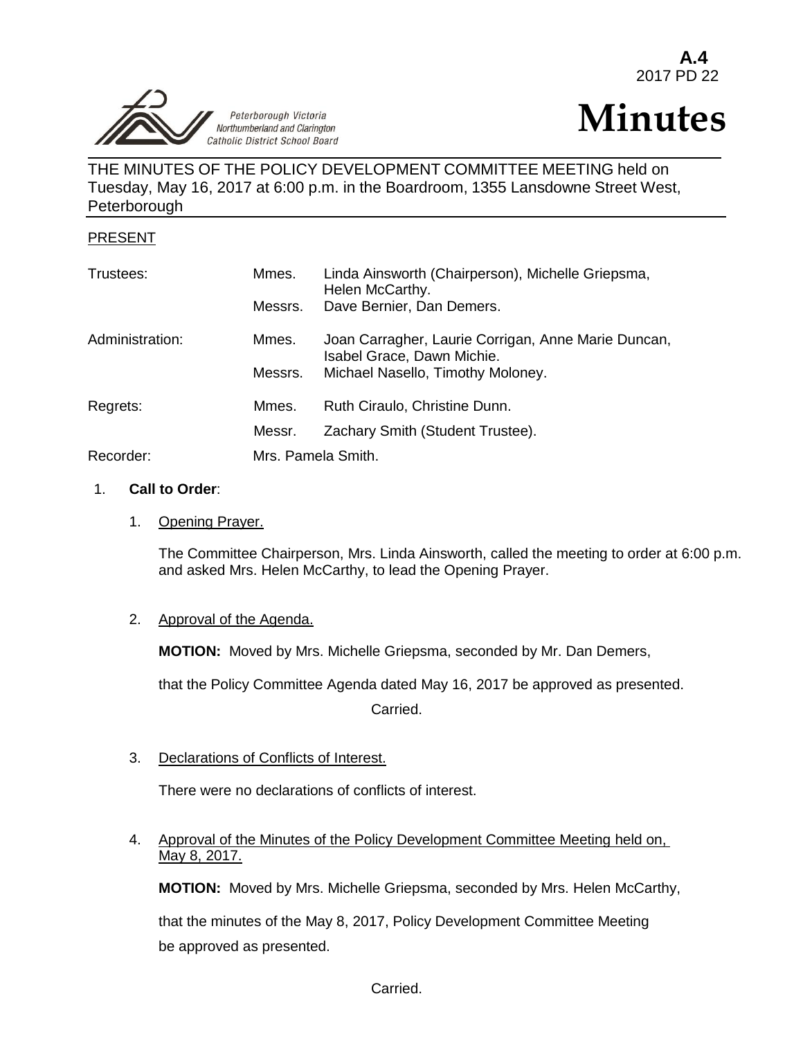**A.4**
2017 PD 22

Peterborough Victoria Northumberland and Clarington Catholic District School Board

# Minutes

THE MINUTES OF THE POLICY DEVELOPMENT COMMITTEE MEETING held on Tuesday, May 16, 2017 at 6:00 p.m. in the Boardroom, 1355 Lansdowne Street West, Peterborough

PRESENT

| | | |
|---|---|---|
| Trustees: | Mmes. | Linda Ainsworth (Chairperson), Michelle Griepsma, Helen McCarthy. |
| | Messrs. | Dave Bernier, Dan Demers. |
| Administration: | Mmes. | Joan Carragher, Laurie Corrigan, Anne Marie Duncan, Isabel Grace, Dawn Michie. |
| | Messrs. | Michael Nasello, Timothy Moloney. |
| Regrets: | Mmes. | Ruth Ciraulo, Christine Dunn. |
| | Messr. | Zachary Smith (Student Trustee). |
| Recorder: | Mrs. Pamela Smith. | |

1. **Call to Order**:

   1. Opening Prayer.

      The Committee Chairperson, Mrs. Linda Ainsworth, called the meeting to order at 6:00 p.m. and asked Mrs. Helen McCarthy, to lead the Opening Prayer.

   2. Approval of the Agenda.

      **MOTION:** Moved by Mrs. Michelle Griepsma, seconded by Mr. Dan Demers,

      that the Policy Committee Agenda dated May 16, 2017 be approved as presented.

      Carried.

   3. Declarations of Conflicts of Interest.

      There were no declarations of conflicts of interest.

   4. Approval of the Minutes of the Policy Development Committee Meeting held on, May 8, 2017.

      **MOTION:** Moved by Mrs. Michelle Griepsma, seconded by Mrs. Helen McCarthy,

      that the minutes of the May 8, 2017, Policy Development Committee Meeting be approved as presented.

      Carried.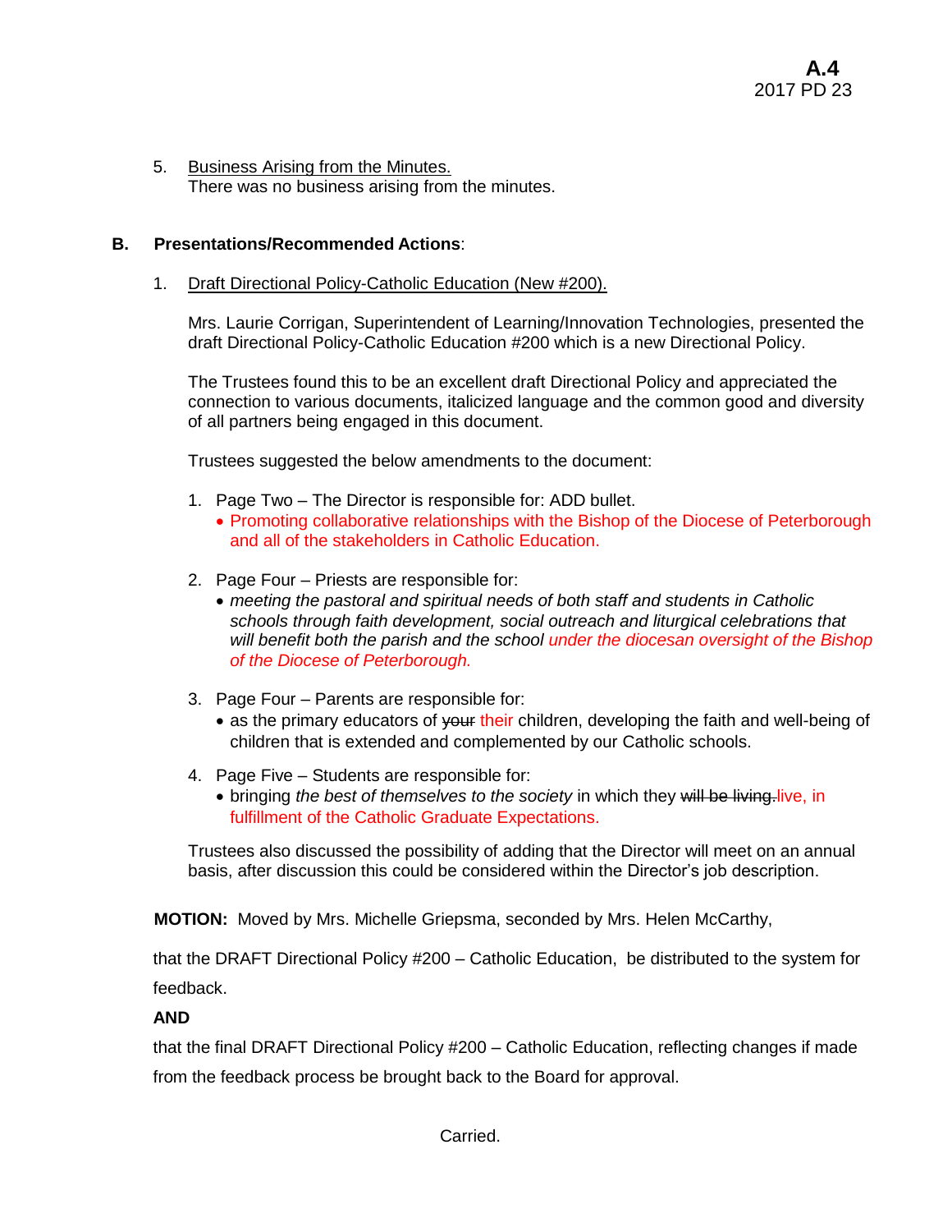5. Business Arising from the Minutes.
   There was no business arising from the minutes.

**B. Presentations/Recommended Actions**:

1. Draft Directional Policy-Catholic Education (New #200).

   Mrs. Laurie Corrigan, Superintendent of Learning/Innovation Technologies, presented the draft Directional Policy-Catholic Education #200 which is a new Directional Policy.

   The Trustees found this to be an excellent draft Directional Policy and appreciated the connection to various documents, italicized language and the common good and diversity of all partners being engaged in this document.

   Trustees suggested the below amendments to the document:

   1. Page Two – The Director is responsible for: ADD bullet.
      - Promoting collaborative relationships with the Bishop of the Diocese of Peterborough and all of the stakeholders in Catholic Education.

   2. Page Four – Priests are responsible for:
      - *meeting the pastoral and spiritual needs of both staff and students in Catholic schools through faith development, social outreach and liturgical celebrations that will benefit both the parish and the school under the diocesan oversight of the Bishop of the Diocese of Peterborough.*

   3. Page Four – Parents are responsible for:
      - as the primary educators of ~~your~~ their children, developing the faith and well-being of children that is extended and complemented by our Catholic schools.

   4. Page Five – Students are responsible for:
      - bringing *the best of themselves to the society* in which they ~~will be living.~~ live, in fulfillment of the Catholic Graduate Expectations.

   Trustees also discussed the possibility of adding that the Director will meet on an annual basis, after discussion this could be considered within the Director's job description.

**MOTION:** Moved by Mrs. Michelle Griepsma, seconded by Mrs. Helen McCarthy,

that the DRAFT Directional Policy #200 – Catholic Education, be distributed to the system for feedback.

**AND**

that the final DRAFT Directional Policy #200 – Catholic Education, reflecting changes if made from the feedback process be brought back to the Board for approval.

Carried.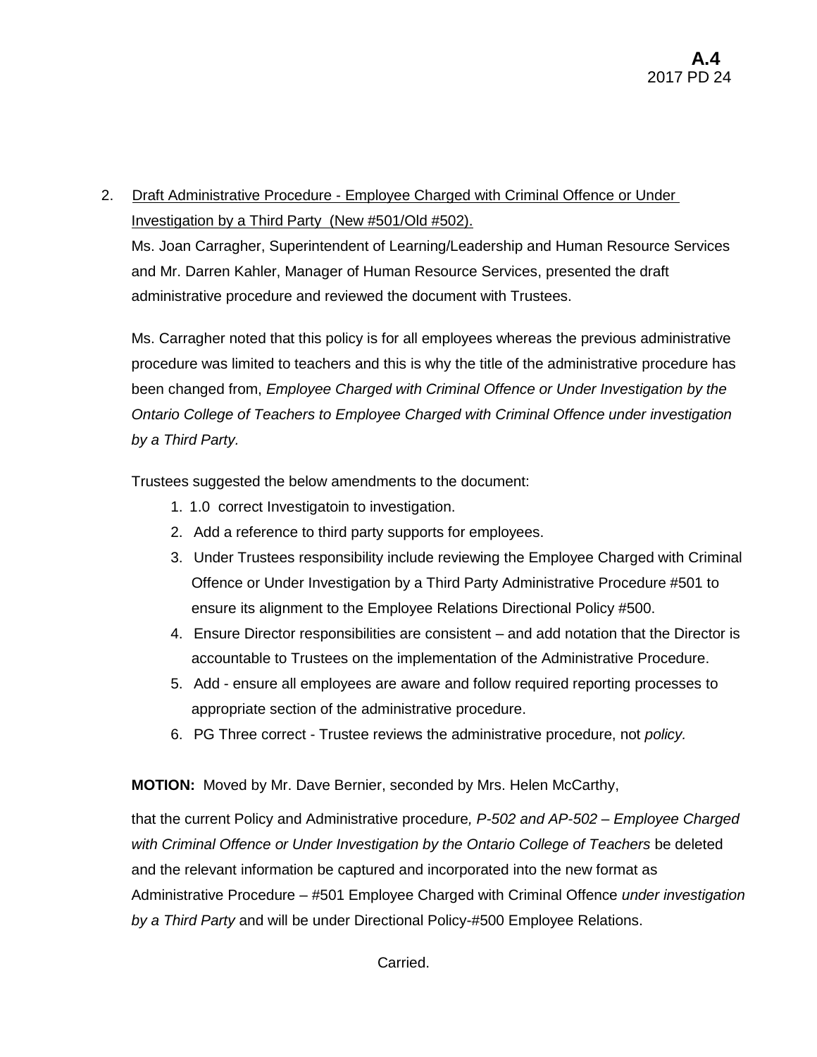2. Draft Administrative Procedure - Employee Charged with Criminal Offence or Under Investigation by a Third Party (New #501/Old #502).

Ms. Joan Carragher, Superintendent of Learning/Leadership and Human Resource Services and Mr. Darren Kahler, Manager of Human Resource Services, presented the draft administrative procedure and reviewed the document with Trustees.

Ms. Carragher noted that this policy is for all employees whereas the previous administrative procedure was limited to teachers and this is why the title of the administrative procedure has been changed from, *Employee Charged with Criminal Offence or Under Investigation by the Ontario College of Teachers to Employee Charged with Criminal Offence under investigation by a Third Party.*

Trustees suggested the below amendments to the document:

1. 1.0 correct Investigatoin to investigation.
2. Add a reference to third party supports for employees.
3. Under Trustees responsibility include reviewing the Employee Charged with Criminal Offence or Under Investigation by a Third Party Administrative Procedure #501 to ensure its alignment to the Employee Relations Directional Policy #500.
4. Ensure Director responsibilities are consistent – and add notation that the Director is accountable to Trustees on the implementation of the Administrative Procedure.
5. Add - ensure all employees are aware and follow required reporting processes to appropriate section of the administrative procedure.
6. PG Three correct - Trustee reviews the administrative procedure, not *policy.*

**MOTION:** Moved by Mr. Dave Bernier, seconded by Mrs. Helen McCarthy,

that the current Policy and Administrative procedure*, P-502 and AP-502 – Employee Charged with Criminal Offence or Under Investigation by the Ontario College of Teachers* be deleted and the relevant information be captured and incorporated into the new format as Administrative Procedure – #501 Employee Charged with Criminal Offence *under investigation by a Third Party* and will be under Directional Policy-#500 Employee Relations.

Carried.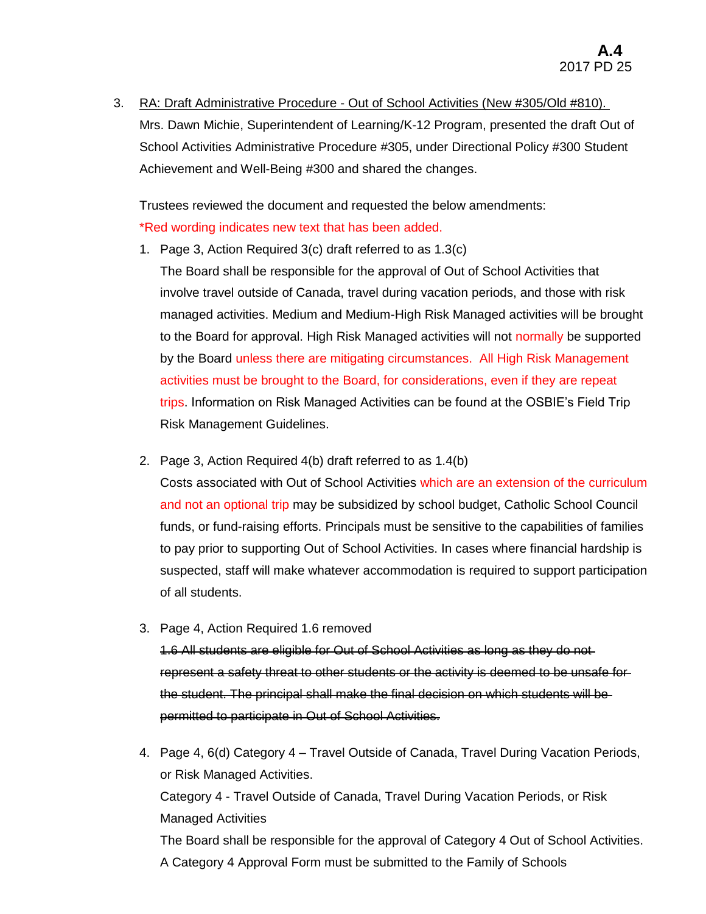**A.4**
2017 PD 25

3. <u>RA: Draft Administrative Procedure - Out of School Activities (New #305/Old #810).</u>
   Mrs. Dawn Michie, Superintendent of Learning/K-12 Program, presented the draft Out of School Activities Administrative Procedure #305, under Directional Policy #300 Student Achievement and Well-Being #300 and shared the changes.

   Trustees reviewed the document and requested the below amendments:
   *Red wording indicates new text that has been added.

   1. Page 3, Action Required 3(c) draft referred to as 1.3(c)
      The Board shall be responsible for the approval of Out of School Activities that involve travel outside of Canada, travel during vacation periods, and those with risk managed activities. Medium and Medium-High Risk Managed activities will be brought to the Board for approval. High Risk Managed activities will not normally be supported by the Board unless there are mitigating circumstances. All High Risk Management activities must be brought to the Board, for considerations, even if they are repeat trips. Information on Risk Managed Activities can be found at the OSBIE's Field Trip Risk Management Guidelines.

   2. Page 3, Action Required 4(b) draft referred to as 1.4(b)
      Costs associated with Out of School Activities which are an extension of the curriculum and not an optional trip may be subsidized by school budget, Catholic School Council funds, or fund-raising efforts. Principals must be sensitive to the capabilities of families to pay prior to supporting Out of School Activities. In cases where financial hardship is suspected, staff will make whatever accommodation is required to support participation of all students.

   3. Page 4, Action Required 1.6 removed
      ~~1.6 All students are eligible for Out of School Activities as long as they do not represent a safety threat to other students or the activity is deemed to be unsafe for the student. The principal shall make the final decision on which students will be permitted to participate in Out of School Activities.~~

   4. Page 4, 6(d) Category 4 – Travel Outside of Canada, Travel During Vacation Periods, or Risk Managed Activities.
      Category 4 - Travel Outside of Canada, Travel During Vacation Periods, or Risk Managed Activities
      The Board shall be responsible for the approval of Category 4 Out of School Activities. A Category 4 Approval Form must be submitted to the Family of Schools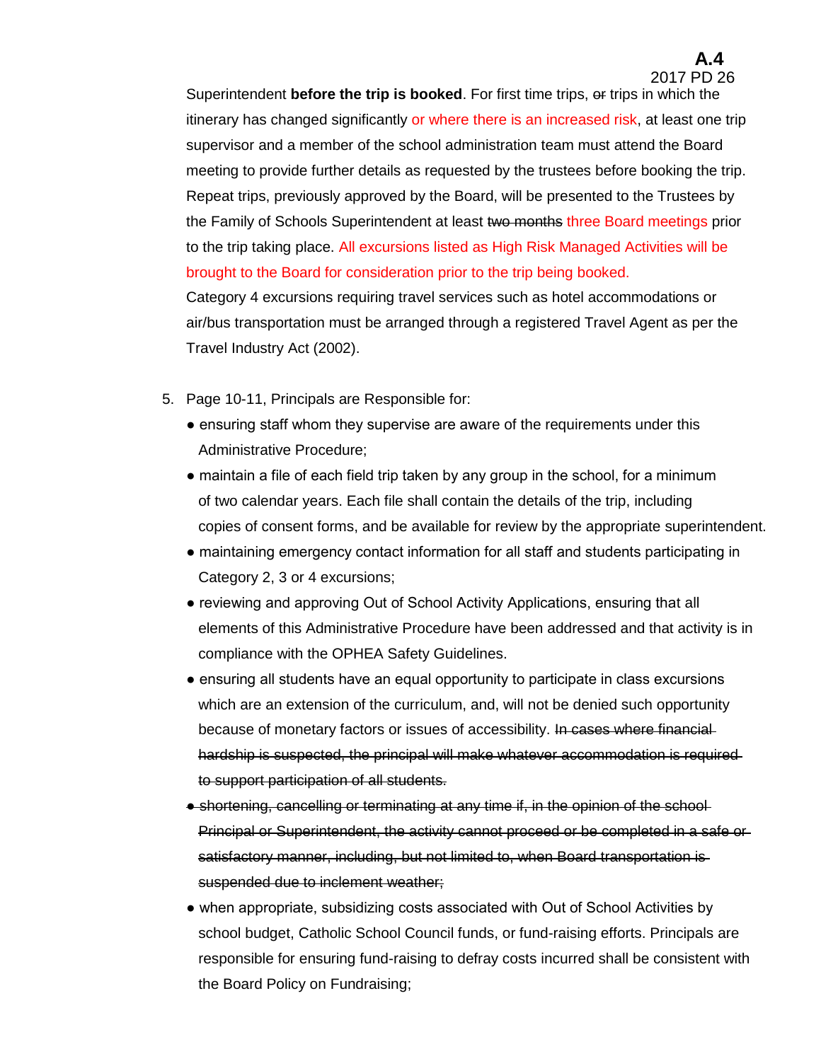Superintendent **before the trip is booked**. For first time trips, ~~or~~ trips in which the itinerary has changed significantly or where there is an increased risk, at least one trip supervisor and a member of the school administration team must attend the Board meeting to provide further details as requested by the trustees before booking the trip. Repeat trips, previously approved by the Board, will be presented to the Trustees by the Family of Schools Superintendent at least ~~two months~~ three Board meetings prior to the trip taking place. All excursions listed as High Risk Managed Activities will be brought to the Board for consideration prior to the trip being booked.
Category 4 excursions requiring travel services such as hotel accommodations or air/bus transportation must be arranged through a registered Travel Agent as per the Travel Industry Act (2002).

5. Page 10-11, Principals are Responsible for:
   - ensuring staff whom they supervise are aware of the requirements under this Administrative Procedure;
   - maintain a file of each field trip taken by any group in the school, for a minimum of two calendar years. Each file shall contain the details of the trip, including copies of consent forms, and be available for review by the appropriate superintendent.
   - maintaining emergency contact information for all staff and students participating in Category 2, 3 or 4 excursions;
   - reviewing and approving Out of School Activity Applications, ensuring that all elements of this Administrative Procedure have been addressed and that activity is in compliance with the OPHEA Safety Guidelines.
   - ensuring all students have an equal opportunity to participate in class excursions which are an extension of the curriculum, and, will not be denied such opportunity because of monetary factors or issues of accessibility. ~~In cases where financial hardship is suspected, the principal will make whatever accommodation is required to support participation of all students.~~
   - ~~shortening, cancelling or terminating at any time if, in the opinion of the school Principal or Superintendent, the activity cannot proceed or be completed in a safe or satisfactory manner, including, but not limited to, when Board transportation is suspended due to inclement weather;~~
   - when appropriate, subsidizing costs associated with Out of School Activities by school budget, Catholic School Council funds, or fund-raising efforts. Principals are responsible for ensuring fund-raising to defray costs incurred shall be consistent with the Board Policy on Fundraising;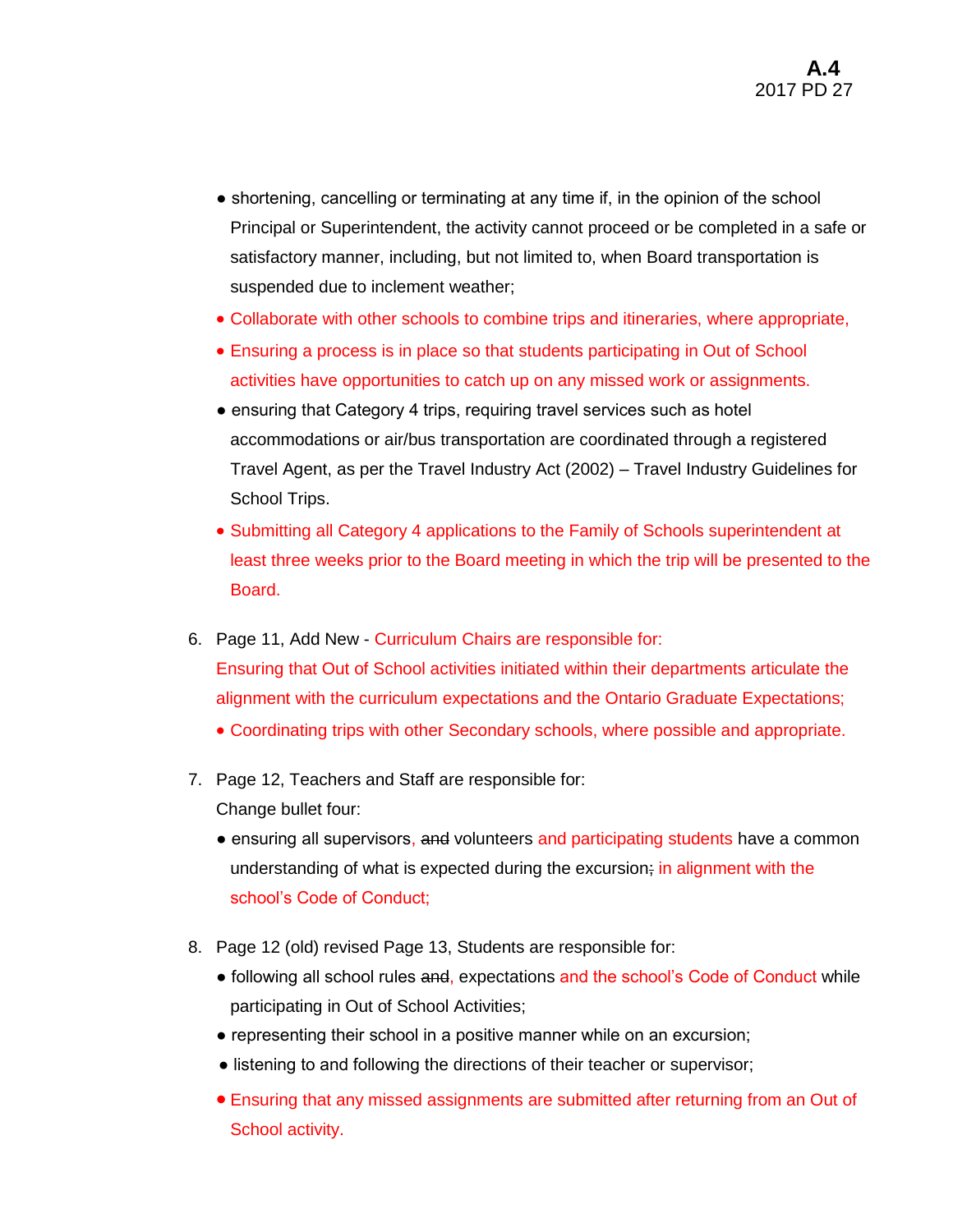- shortening, cancelling or terminating at any time if, in the opinion of the school Principal or Superintendent, the activity cannot proceed or be completed in a safe or satisfactory manner, including, but not limited to, when Board transportation is suspended due to inclement weather;
- Collaborate with other schools to combine trips and itineraries, where appropriate,
- Ensuring a process is in place so that students participating in Out of School activities have opportunities to catch up on any missed work or assignments.
- ensuring that Category 4 trips, requiring travel services such as hotel accommodations or air/bus transportation are coordinated through a registered Travel Agent, as per the Travel Industry Act (2002) – Travel Industry Guidelines for School Trips.
- Submitting all Category 4 applications to the Family of Schools superintendent at least three weeks prior to the Board meeting in which the trip will be presented to the Board.

6. Page 11, Add New - Curriculum Chairs are responsible for:

   Ensuring that Out of School activities initiated within their departments articulate the alignment with the curriculum expectations and the Ontario Graduate Expectations;

   - Coordinating trips with other Secondary schools, where possible and appropriate.

7. Page 12, Teachers and Staff are responsible for:

   Change bullet four:

   - ensuring all supervisors, ~~and~~ volunteers and participating students have a common understanding of what is expected during the excursion~~;~~ in alignment with the school's Code of Conduct;

8. Page 12 (old) revised Page 13, Students are responsible for:

   - following all school rules ~~and~~, expectations and the school's Code of Conduct while participating in Out of School Activities;
   - representing their school in a positive manner while on an excursion;
   - listening to and following the directions of their teacher or supervisor;
   - Ensuring that any missed assignments are submitted after returning from an Out of School activity.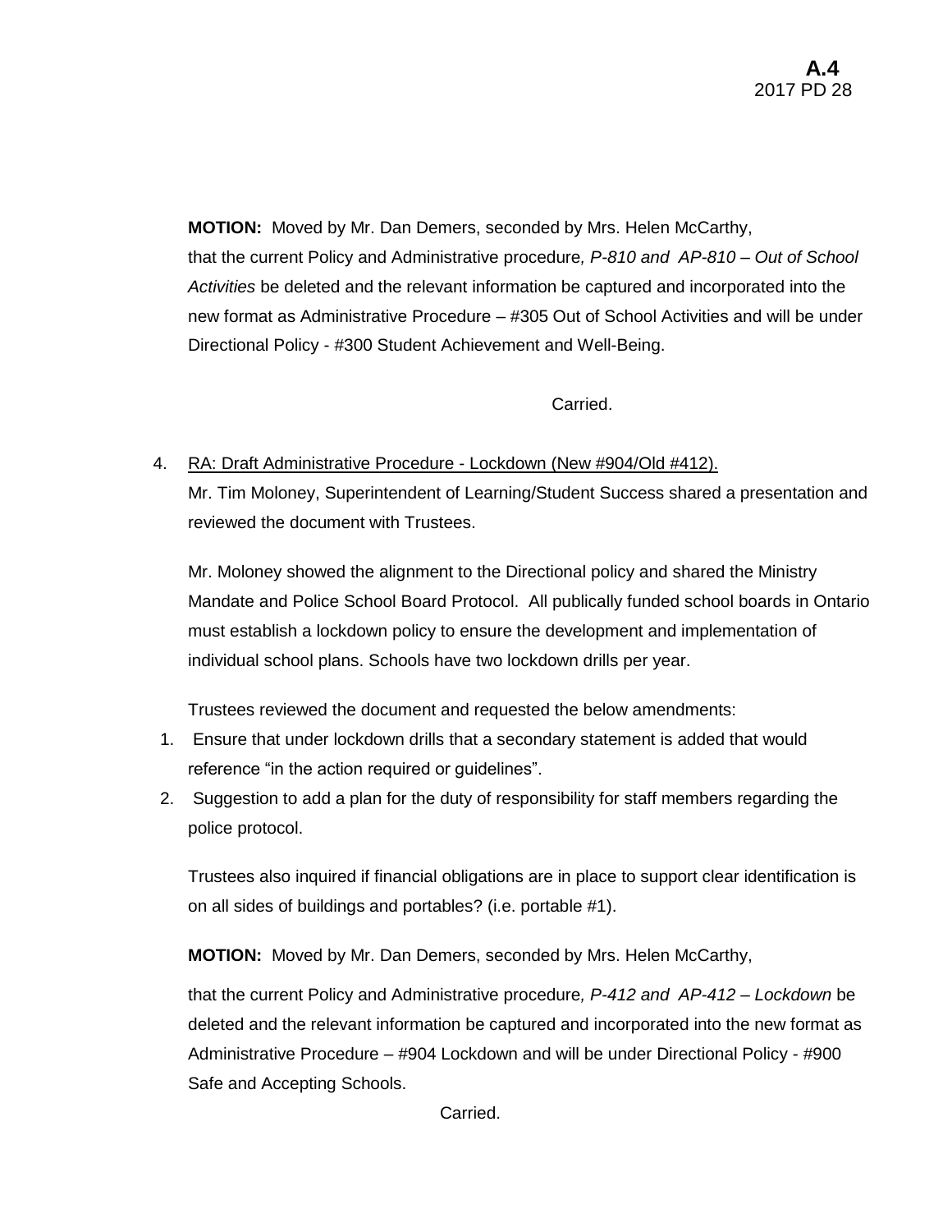**MOTION:** Moved by Mr. Dan Demers, seconded by Mrs. Helen McCarthy,

that the current Policy and Administrative procedure*, P-810 and AP-810 – Out of School Activities* be deleted and the relevant information be captured and incorporated into the new format as Administrative Procedure – #305 Out of School Activities and will be under Directional Policy - #300 Student Achievement and Well-Being.

Carried.

4. RA: Draft Administrative Procedure - Lockdown (New #904/Old #412).

   Mr. Tim Moloney, Superintendent of Learning/Student Success shared a presentation and reviewed the document with Trustees.

   Mr. Moloney showed the alignment to the Directional policy and shared the Ministry Mandate and Police School Board Protocol. All publically funded school boards in Ontario must establish a lockdown policy to ensure the development and implementation of individual school plans. Schools have two lockdown drills per year.

   Trustees reviewed the document and requested the below amendments:

   1. Ensure that under lockdown drills that a secondary statement is added that would reference "in the action required or guidelines".
   2. Suggestion to add a plan for the duty of responsibility for staff members regarding the police protocol.

   Trustees also inquired if financial obligations are in place to support clear identification is on all sides of buildings and portables? (i.e. portable #1).

   **MOTION:** Moved by Mr. Dan Demers, seconded by Mrs. Helen McCarthy,

   that the current Policy and Administrative procedure*, P-412 and AP-412 – Lockdown* be deleted and the relevant information be captured and incorporated into the new format as Administrative Procedure – #904 Lockdown and will be under Directional Policy - #900 Safe and Accepting Schools.

   Carried.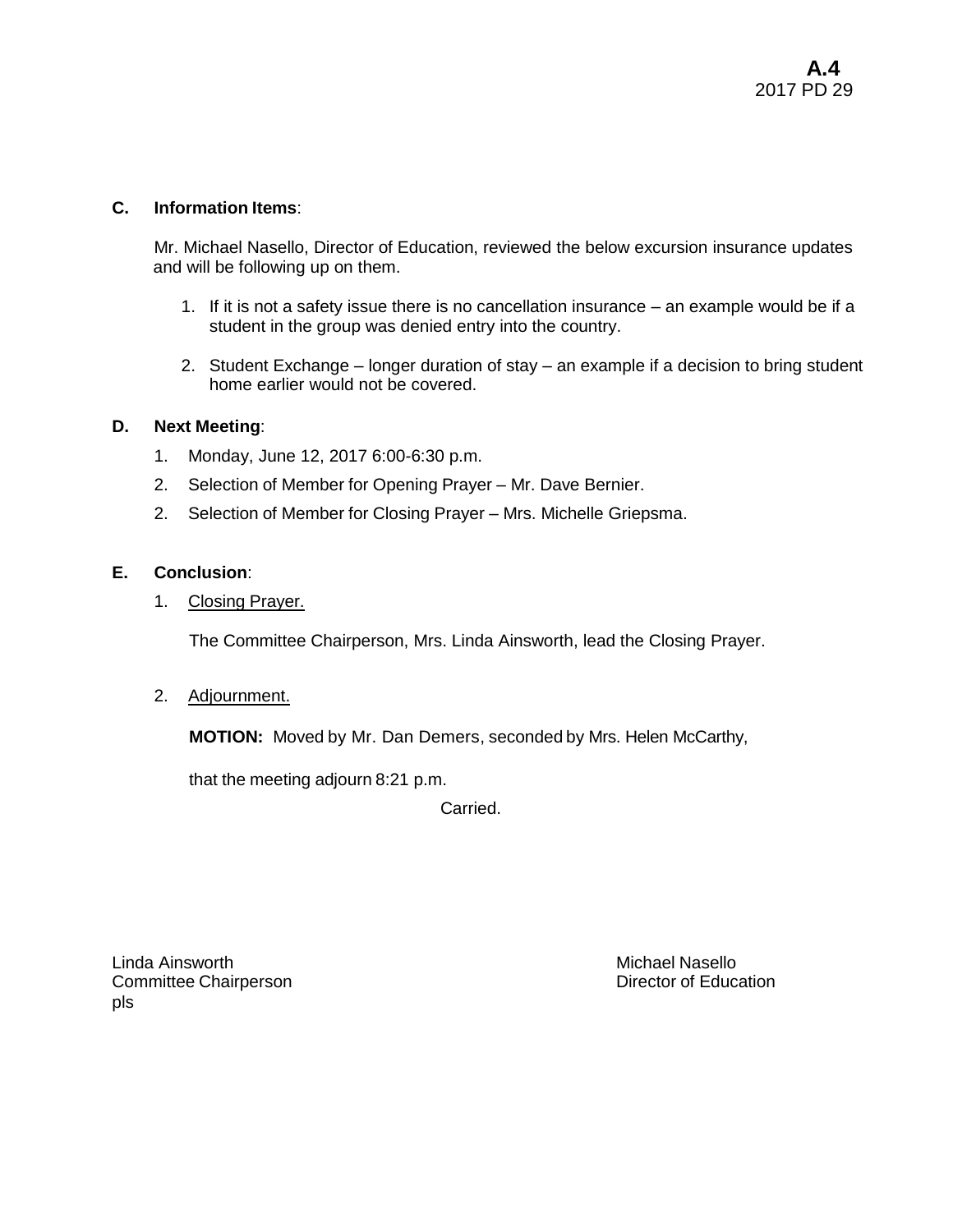## C. Information Items:

Mr. Michael Nasello, Director of Education, reviewed the below excursion insurance updates and will be following up on them.

1. If it is not a safety issue there is no cancellation insurance – an example would be if a student in the group was denied entry into the country.
2. Student Exchange – longer duration of stay – an example if a decision to bring student home earlier would not be covered.

## D. Next Meeting:

1. Monday, June 12, 2017 6:00-6:30 p.m.
2. Selection of Member for Opening Prayer – Mr. Dave Bernier.
2. Selection of Member for Closing Prayer – Mrs. Michelle Griepsma.

## E. Conclusion:

1. Closing Prayer.

   The Committee Chairperson, Mrs. Linda Ainsworth, lead the Closing Prayer.

2. Adjournment.

   **MOTION:** Moved by Mr. Dan Demers, seconded by Mrs. Helen McCarthy,

   that the meeting adjourn 8:21 p.m.

   Carried.

Linda Ainsworth
Committee Chairperson
pls

Michael Nasello
Director of Education